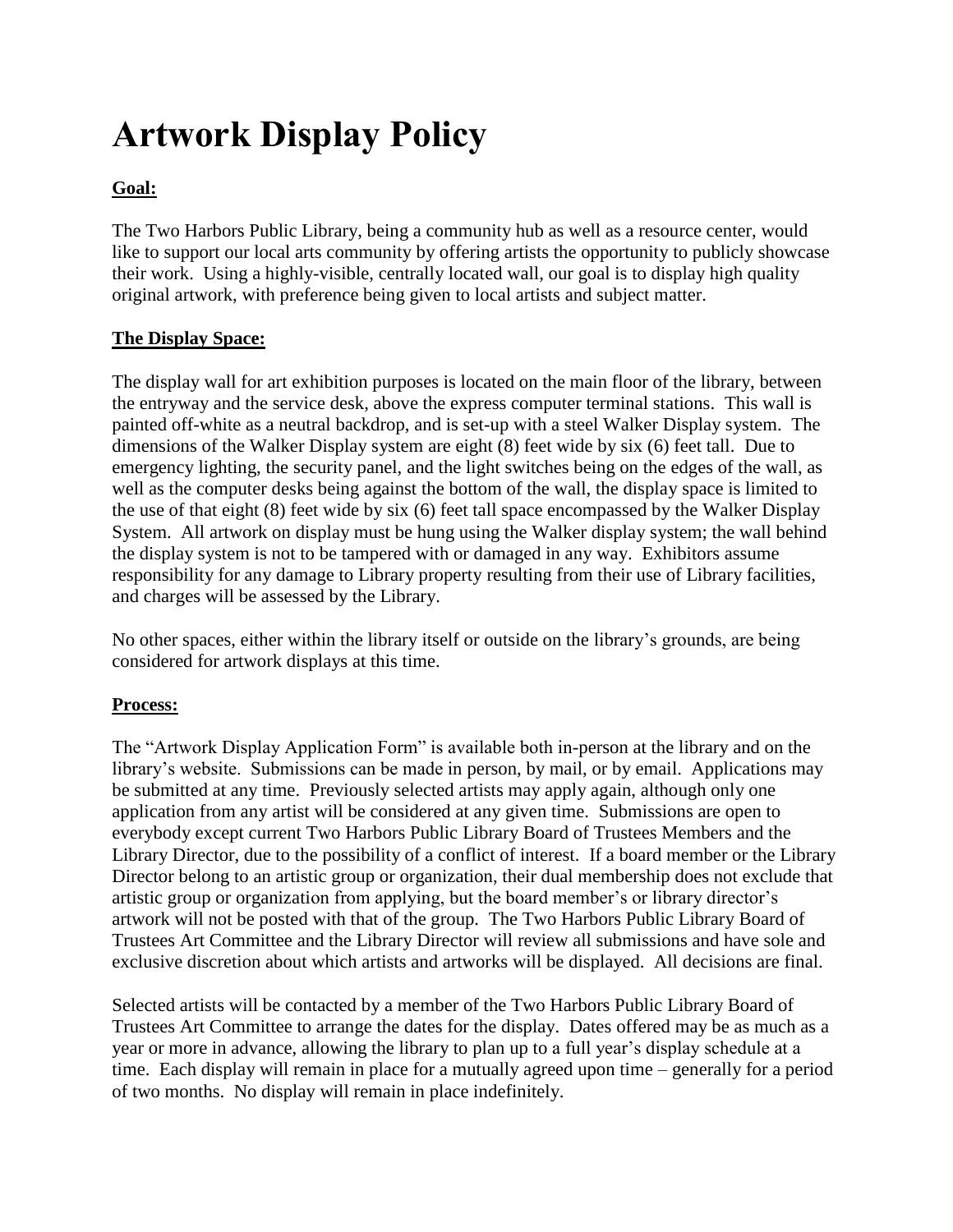# Artwork Display Policy

**Goal:**

The Two Harbors Public Library, being a community hub as well as a resource center, would like to support our local arts community by offering artists the opportunity to publicly showcase their work. Using a highly-visible, centrally located wall, our goal is to display high quality original artwork, with preference being given to local artists and subject matter.

**The Display Space:**

The display wall for art exhibition purposes is located on the main floor of the library, between the entryway and the service desk, above the express computer terminal stations. This wall is painted off-white as a neutral backdrop, and is set-up with a steel Walker Display system. The dimensions of the Walker Display system are eight (8) feet wide by six (6) feet tall. Due to emergency lighting, the security panel, and the light switches being on the edges of the wall, as well as the computer desks being against the bottom of the wall, the display space is limited to the use of that eight (8) feet wide by six (6) feet tall space encompassed by the Walker Display System. All artwork on display must be hung using the Walker display system; the wall behind the display system is not to be tampered with or damaged in any way. Exhibitors assume responsibility for any damage to Library property resulting from their use of Library facilities, and charges will be assessed by the Library.

No other spaces, either within the library itself or outside on the library's grounds, are being considered for artwork displays at this time.

**Process:**

The "Artwork Display Application Form" is available both in-person at the library and on the library's website. Submissions can be made in person, by mail, or by email. Applications may be submitted at any time. Previously selected artists may apply again, although only one application from any artist will be considered at any given time. Submissions are open to everybody except current Two Harbors Public Library Board of Trustees Members and the Library Director, due to the possibility of a conflict of interest. If a board member or the Library Director belong to an artistic group or organization, their dual membership does not exclude that artistic group or organization from applying, but the board member's or library director's artwork will not be posted with that of the group. The Two Harbors Public Library Board of Trustees Art Committee and the Library Director will review all submissions and have sole and exclusive discretion about which artists and artworks will be displayed. All decisions are final.

Selected artists will be contacted by a member of the Two Harbors Public Library Board of Trustees Art Committee to arrange the dates for the display. Dates offered may be as much as a year or more in advance, allowing the library to plan up to a full year's display schedule at a time. Each display will remain in place for a mutually agreed upon time – generally for a period of two months. No display will remain in place indefinitely.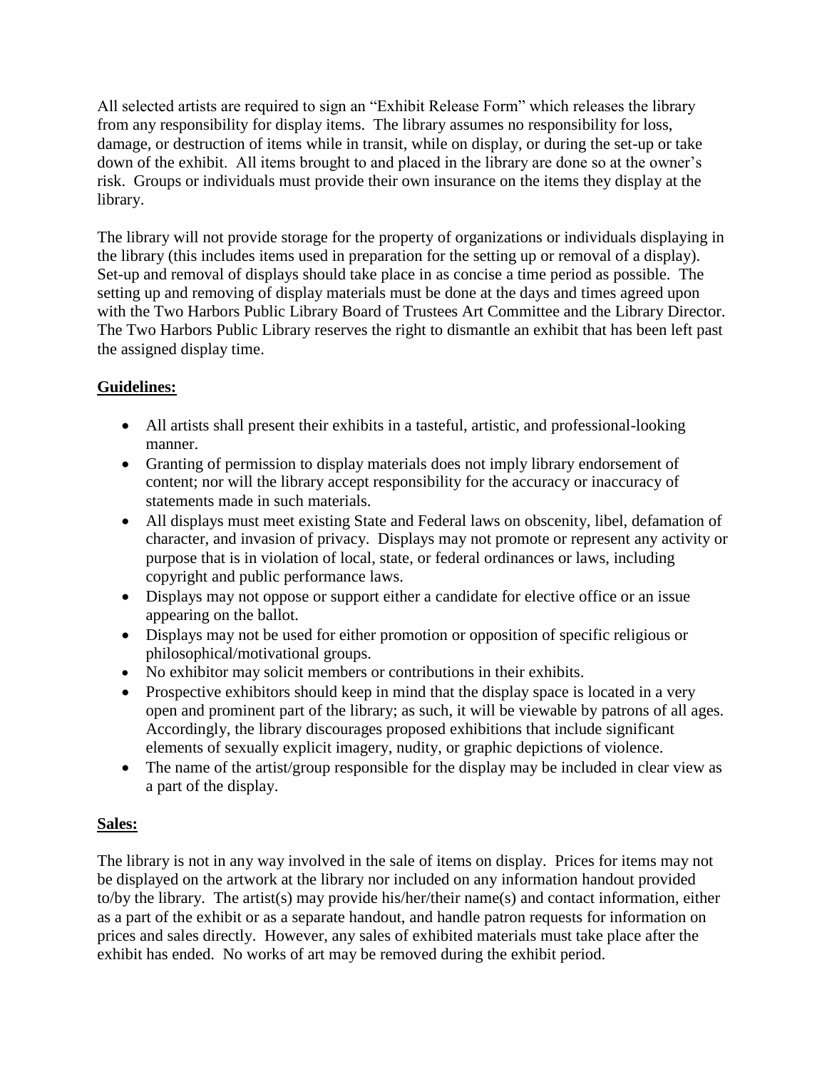All selected artists are required to sign an "Exhibit Release Form" which releases the library from any responsibility for display items. The library assumes no responsibility for loss, damage, or destruction of items while in transit, while on display, or during the set-up or take down of the exhibit. All items brought to and placed in the library are done so at the owner's risk. Groups or individuals must provide their own insurance on the items they display at the library.

The library will not provide storage for the property of organizations or individuals displaying in the library (this includes items used in preparation for the setting up or removal of a display). Set-up and removal of displays should take place in as concise a time period as possible. The setting up and removing of display materials must be done at the days and times agreed upon with the Two Harbors Public Library Board of Trustees Art Committee and the Library Director. The Two Harbors Public Library reserves the right to dismantle an exhibit that has been left past the assigned display time.

## Guidelines:

- All artists shall present their exhibits in a tasteful, artistic, and professional-looking manner.
- Granting of permission to display materials does not imply library endorsement of content; nor will the library accept responsibility for the accuracy or inaccuracy of statements made in such materials.
- All displays must meet existing State and Federal laws on obscenity, libel, defamation of character, and invasion of privacy. Displays may not promote or represent any activity or purpose that is in violation of local, state, or federal ordinances or laws, including copyright and public performance laws.
- Displays may not oppose or support either a candidate for elective office or an issue appearing on the ballot.
- Displays may not be used for either promotion or opposition of specific religious or philosophical/motivational groups.
- No exhibitor may solicit members or contributions in their exhibits.
- Prospective exhibitors should keep in mind that the display space is located in a very open and prominent part of the library; as such, it will be viewable by patrons of all ages. Accordingly, the library discourages proposed exhibitions that include significant elements of sexually explicit imagery, nudity, or graphic depictions of violence.
- The name of the artist/group responsible for the display may be included in clear view as a part of the display.

## Sales:

The library is not in any way involved in the sale of items on display. Prices for items may not be displayed on the artwork at the library nor included on any information handout provided to/by the library. The artist(s) may provide his/her/their name(s) and contact information, either as a part of the exhibit or as a separate handout, and handle patron requests for information on prices and sales directly. However, any sales of exhibited materials must take place after the exhibit has ended. No works of art may be removed during the exhibit period.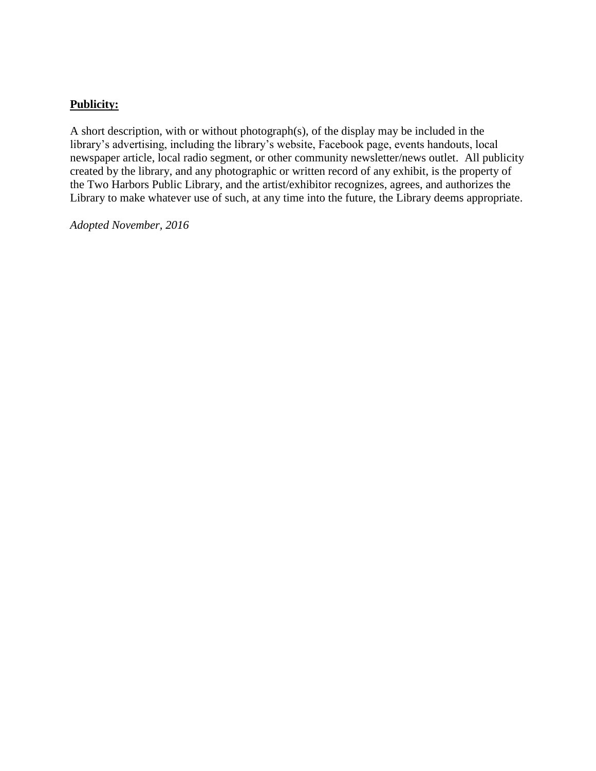**Publicity:**

A short description, with or without photograph(s), of the display may be included in the library's advertising, including the library's website, Facebook page, events handouts, local newspaper article, local radio segment, or other community newsletter/news outlet. All publicity created by the library, and any photographic or written record of any exhibit, is the property of the Two Harbors Public Library, and the artist/exhibitor recognizes, agrees, and authorizes the Library to make whatever use of such, at any time into the future, the Library deems appropriate.

*Adopted November, 2016*